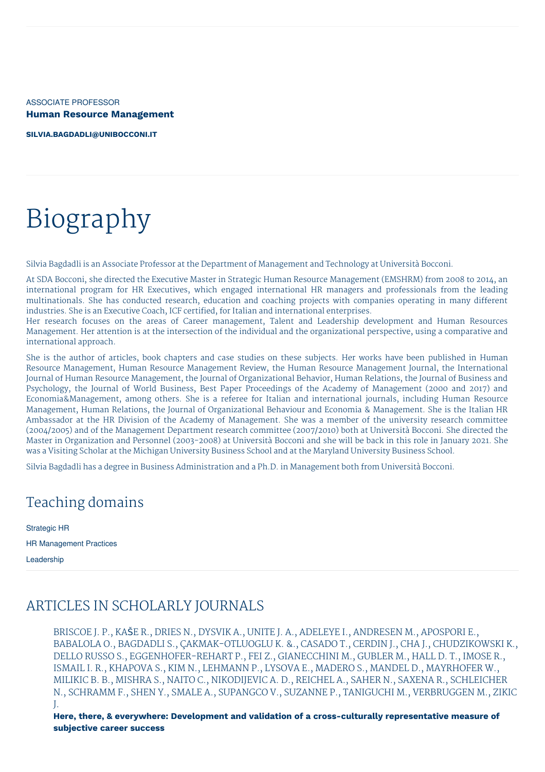ASSOCIATE PROFESSOR

**Human Resource Management**

**SILVIA.BAGDADLI@UNIBOCCONI.IT**

# Biography

Silvia Bagdadli is an Associate Professor at the Department of Management and Technology at Università Bocconi.

At SDA Bocconi, she directed the Executive Master in Strategic Human Resource Management (EMSHRM) from 2008 to 2014, an international program for HR Executives, which engaged international HR managers and professionals from the leading multinationals. She has conducted research, education and coaching projects with companies operating in many different industries. She is an Executive Coach, ICF certified, for Italian and international enterprises.
Her research focuses on the areas of Career management, Talent and Leadership development and Human Resources Management. Her attention is at the intersection of the individual and the organizational perspective, using a comparative and international approach.

She is the author of articles, book chapters and case studies on these subjects. Her works have been published in Human Resource Management, Human Resource Management Review, the Human Resource Management Journal, the International Journal of Human Resource Management, the Journal of Organizational Behavior, Human Relations, the Journal of Business and Psychology, the Journal of World Business, Best Paper Proceedings of the Academy of Management (2000 and 2017) and Economia&Management, among others. She is a referee for Italian and international journals, including Human Resource Management, Human Relations, the Journal of Organizational Behaviour and Economia & Management. She is the Italian HR Ambassador at the HR Division of the Academy of Management. She was a member of the university research committee (2004/2005) and of the Management Department research committee (2007/2010) both at Università Bocconi. She directed the Master in Organization and Personnel (2003-2008) at Università Bocconi and she will be back in this role in January 2021. She was a Visiting Scholar at the Michigan University Business School and at the Maryland University Business School.

Silvia Bagdadli has a degree in Business Administration and a Ph.D. in Management both from Università Bocconi.

## Teaching domains

Strategic HR

HR Management Practices

Leadership

## ARTICLES IN SCHOLARLY JOURNALS

BRISCOE J. P., KAŠE R., DRIES N., DYSVIK A., UNITE J. A., ADELEYE I., ANDRESEN M., APOSPORI E., BABALOLA O., BAGDADLI S., ÇAKMAK-OTLUOGLU K. &., CASADO T., CERDIN J., CHA J., CHUDZIKOWSKI K., DELLO RUSSO S., EGGENHOFER-REHART P., FEI Z., GIANECCHINI M., GUBLER M., HALL D. T., IMOSE R., ISMAIL I. R., KHAPOVA S., KIM N., LEHMANN P., LYSOVA E., MADERO S., MANDEL D., MAYRHOFER W., MILIKIC B. B., MISHRA S., NAITO C., NIKODIJEVIC A. D., REICHEL A., SAHER N., SAXENA R., SCHLEICHER N., SCHRAMM F., SHEN Y., SMALE A., SUPANGCO V., SUZANNE P., TANIGUCHI M., VERBRUGGEN M., ZIKIC J.

**Here, there, & everywhere: Development and validation of a cross-culturally representative measure of subjective career success**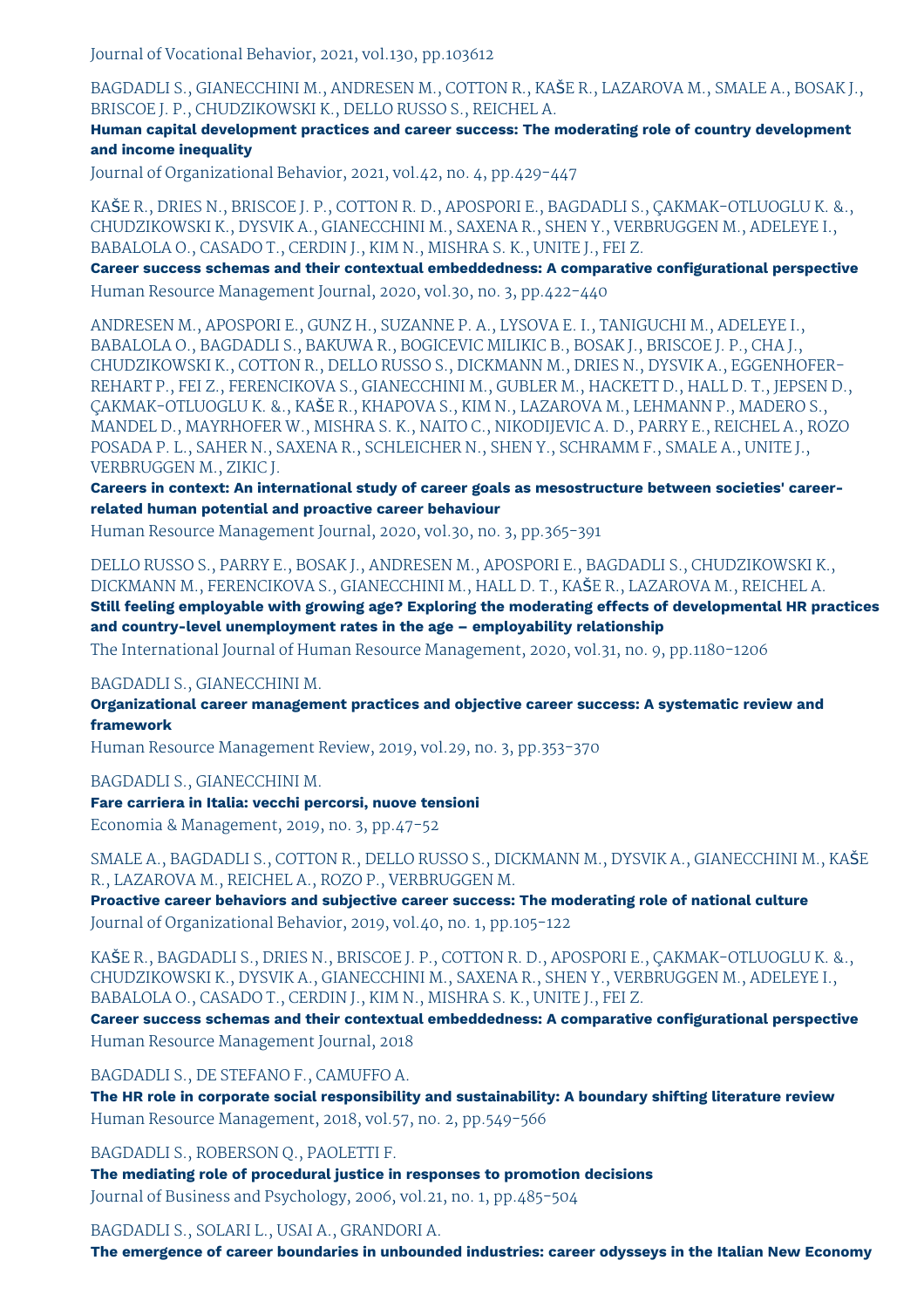Journal of Vocational Behavior, 2021, vol.130, pp.103612

BAGDADLI S., GIANECCHINI M., ANDRESEN M., COTTON R., KAŠE R., LAZAROVA M., SMALE A., BOSAK J., BRISCOE J. P., CHUDZIKOWSKI K., DELLO RUSSO S., REICHEL A.

**Human capital development practices and career success: The moderating role of country development and income inequality**

Journal of Organizational Behavior, 2021, vol.42, no. 4, pp.429-447

KAŠE R., DRIES N., BRISCOE J. P., COTTON R. D., APOSPORI E., BAGDADLI S., ÇAKMAK-OTLUOGLU K. &., CHUDZIKOWSKI K., DYSVIK A., GIANECCHINI M., SAXENA R., SHEN Y., VERBRUGGEN M., ADELEYE I., BABALOLA O., CASADO T., CERDIN J., KIM N., MISHRA S. K., UNITE J., FEI Z.

**Career success schemas and their contextual embeddedness: A comparative configurational perspective**

Human Resource Management Journal, 2020, vol.30, no. 3, pp.422-440

ANDRESEN M., APOSPORI E., GUNZ H., SUZANNE P. A., LYSOVA E. I., TANIGUCHI M., ADELEYE I., BABALOLA O., BAGDADLI S., BAKUWA R., BOGICEVIC MILIKIC B., BOSAK J., BRISCOE J. P., CHA J., CHUDZIKOWSKI K., COTTON R., DELLO RUSSO S., DICKMANN M., DRIES N., DYSVIK A., EGGENHOFER-REHART P., FEI Z., FERENCIKOVA S., GIANECCHINI M., GUBLER M., HACKETT D., HALL D. T., JEPSEN D., ÇAKMAK-OTLUOGLU K. &., KAŠE R., KHAPOVA S., KIM N., LAZAROVA M., LEHMANN P., MADERO S., MANDEL D., MAYRHOFER W., MISHRA S. K., NAITO C., NIKODIJEVIC A. D., PARRY E., REICHEL A., ROZO POSADA P. L., SAHER N., SAXENA R., SCHLEICHER N., SHEN Y., SCHRAMM F., SMALE A., UNITE J., VERBRUGGEN M., ZIKIC J.

**Careers in context: An international study of career goals as mesostructure between societies' career-related human potential and proactive career behaviour**

Human Resource Management Journal, 2020, vol.30, no. 3, pp.365-391

DELLO RUSSO S., PARRY E., BOSAK J., ANDRESEN M., APOSPORI E., BAGDADLI S., CHUDZIKOWSKI K., DICKMANN M., FERENCIKOVA S., GIANECCHINI M., HALL D. T., KAŠE R., LAZAROVA M., REICHEL A.

**Still feeling employable with growing age? Exploring the moderating effects of developmental HR practices and country-level unemployment rates in the age – employability relationship**

The International Journal of Human Resource Management, 2020, vol.31, no. 9, pp.1180-1206

BAGDADLI S., GIANECCHINI M.

**Organizational career management practices and objective career success: A systematic review and framework**

Human Resource Management Review, 2019, vol.29, no. 3, pp.353-370

BAGDADLI S., GIANECCHINI M.

**Fare carriera in Italia: vecchi percorsi, nuove tensioni**

Economia & Management, 2019, no. 3, pp.47-52

SMALE A., BAGDADLI S., COTTON R., DELLO RUSSO S., DICKMANN M., DYSVIK A., GIANECCHINI M., KAŠE R., LAZAROVA M., REICHEL A., ROZO P., VERBRUGGEN M.

**Proactive career behaviors and subjective career success: The moderating role of national culture**

Journal of Organizational Behavior, 2019, vol.40, no. 1, pp.105-122

KAŠE R., BAGDADLI S., DRIES N., BRISCOE J. P., COTTON R. D., APOSPORI E., ÇAKMAK-OTLUOGLU K. &., CHUDZIKOWSKI K., DYSVIK A., GIANECCHINI M., SAXENA R., SHEN Y., VERBRUGGEN M., ADELEYE I., BABALOLA O., CASADO T., CERDIN J., KIM N., MISHRA S. K., UNITE J., FEI Z.

**Career success schemas and their contextual embeddedness: A comparative configurational perspective**

Human Resource Management Journal, 2018

BAGDADLI S., DE STEFANO F., CAMUFFO A.

**The HR role in corporate social responsibility and sustainability: A boundary shifting literature review**

Human Resource Management, 2018, vol.57, no. 2, pp.549-566

BAGDADLI S., ROBERSON Q., PAOLETTI F.

**The mediating role of procedural justice in responses to promotion decisions**

Journal of Business and Psychology, 2006, vol.21, no. 1, pp.485-504

BAGDADLI S., SOLARI L., USAI A., GRANDORI A.

**The emergence of career boundaries in unbounded industries: career odysseys in the Italian New Economy**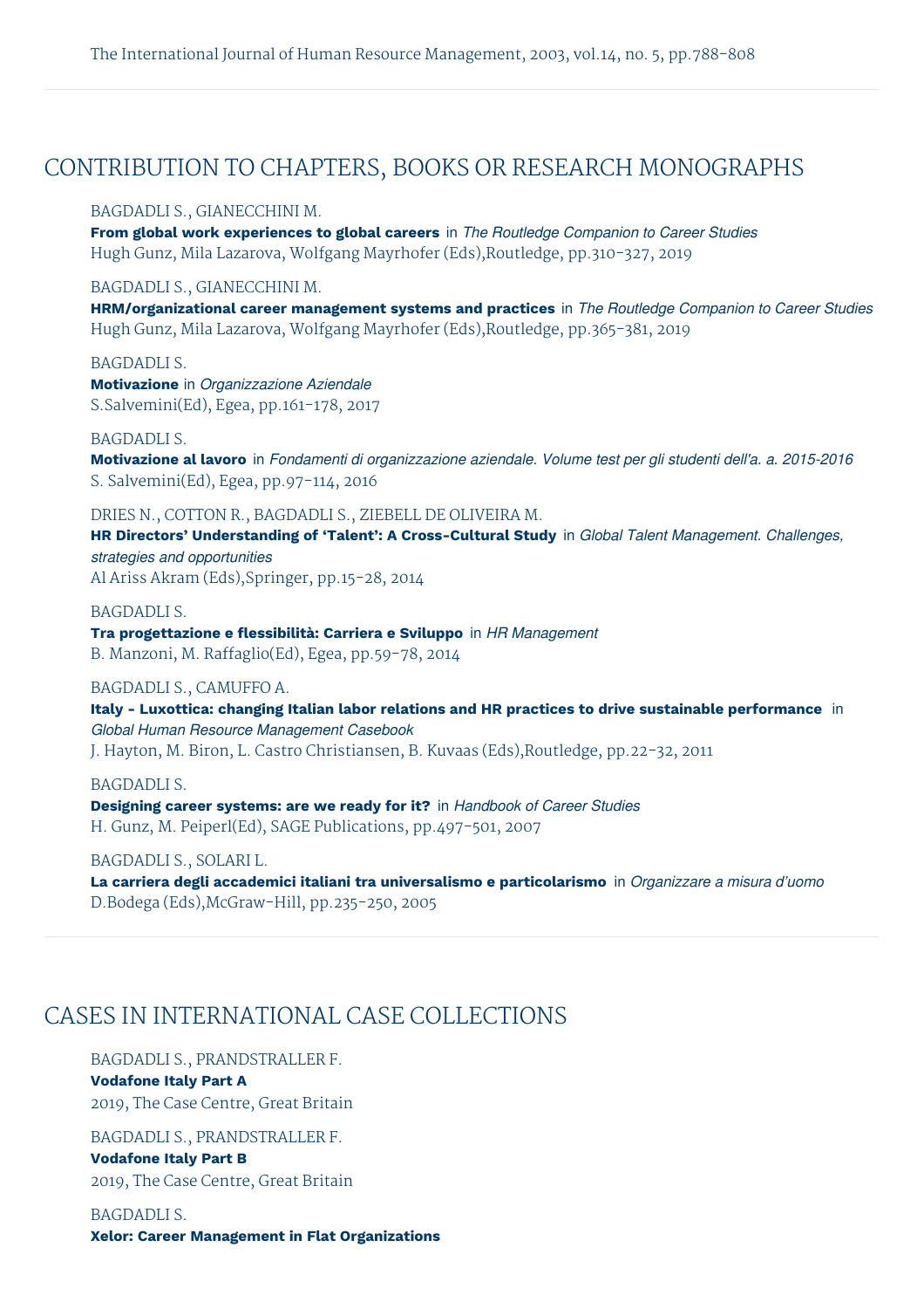The International Journal of Human Resource Management, 2003, vol.14, no. 5, pp.788-808

## CONTRIBUTION TO CHAPTERS, BOOKS OR RESEARCH MONOGRAPHS

BAGDADLI S., GIANECCHINI M.
**From global work experiences to global careers** in *The Routledge Companion to Career Studies*
Hugh Gunz, Mila Lazarova, Wolfgang Mayrhofer (Eds),Routledge, pp.310-327, 2019

BAGDADLI S., GIANECCHINI M.
**HRM/organizational career management systems and practices** in *The Routledge Companion to Career Studies*
Hugh Gunz, Mila Lazarova, Wolfgang Mayrhofer (Eds),Routledge, pp.365-381, 2019

BAGDADLI S.
**Motivazione** in *Organizzazione Aziendale*
S.Salvemini(Ed), Egea, pp.161-178, 2017

BAGDADLI S.
**Motivazione al lavoro** in *Fondamenti di organizzazione aziendale. Volume test per gli studenti dell'a. a. 2015-2016*
S. Salvemini(Ed), Egea, pp.97-114, 2016

DRIES N., COTTON R., BAGDADLI S., ZIEBELL DE OLIVEIRA M.
**HR Directors' Understanding of 'Talent': A Cross-Cultural Study** in *Global Talent Management. Challenges, strategies and opportunities*
Al Ariss Akram (Eds),Springer, pp.15-28, 2014

BAGDADLI S.
**Tra progettazione e flessibilità: Carriera e Sviluppo** in *HR Management*
B. Manzoni, M. Raffaglio(Ed), Egea, pp.59-78, 2014

BAGDADLI S., CAMUFFO A.
**Italy - Luxottica: changing Italian labor relations and HR practices to drive sustainable performance** in *Global Human Resource Management Casebook*
J. Hayton, M. Biron, L. Castro Christiansen, B. Kuvaas (Eds),Routledge, pp.22-32, 2011

BAGDADLI S.
**Designing career systems: are we ready for it?** in *Handbook of Career Studies*
H. Gunz, M. Peiperl(Ed), SAGE Publications, pp.497-501, 2007

BAGDADLI S., SOLARI L.
**La carriera degli accademici italiani tra universalismo e particolarismo** in *Organizzare a misura d'uomo*
D.Bodega (Eds),McGraw-Hill, pp.235-250, 2005

## CASES IN INTERNATIONAL CASE COLLECTIONS

BAGDADLI S., PRANDSTRALLER F.
**Vodafone Italy Part A**
2019, The Case Centre, Great Britain

BAGDADLI S., PRANDSTRALLER F.
**Vodafone Italy Part B**
2019, The Case Centre, Great Britain

BAGDADLI S.
**Xelor: Career Management in Flat Organizations**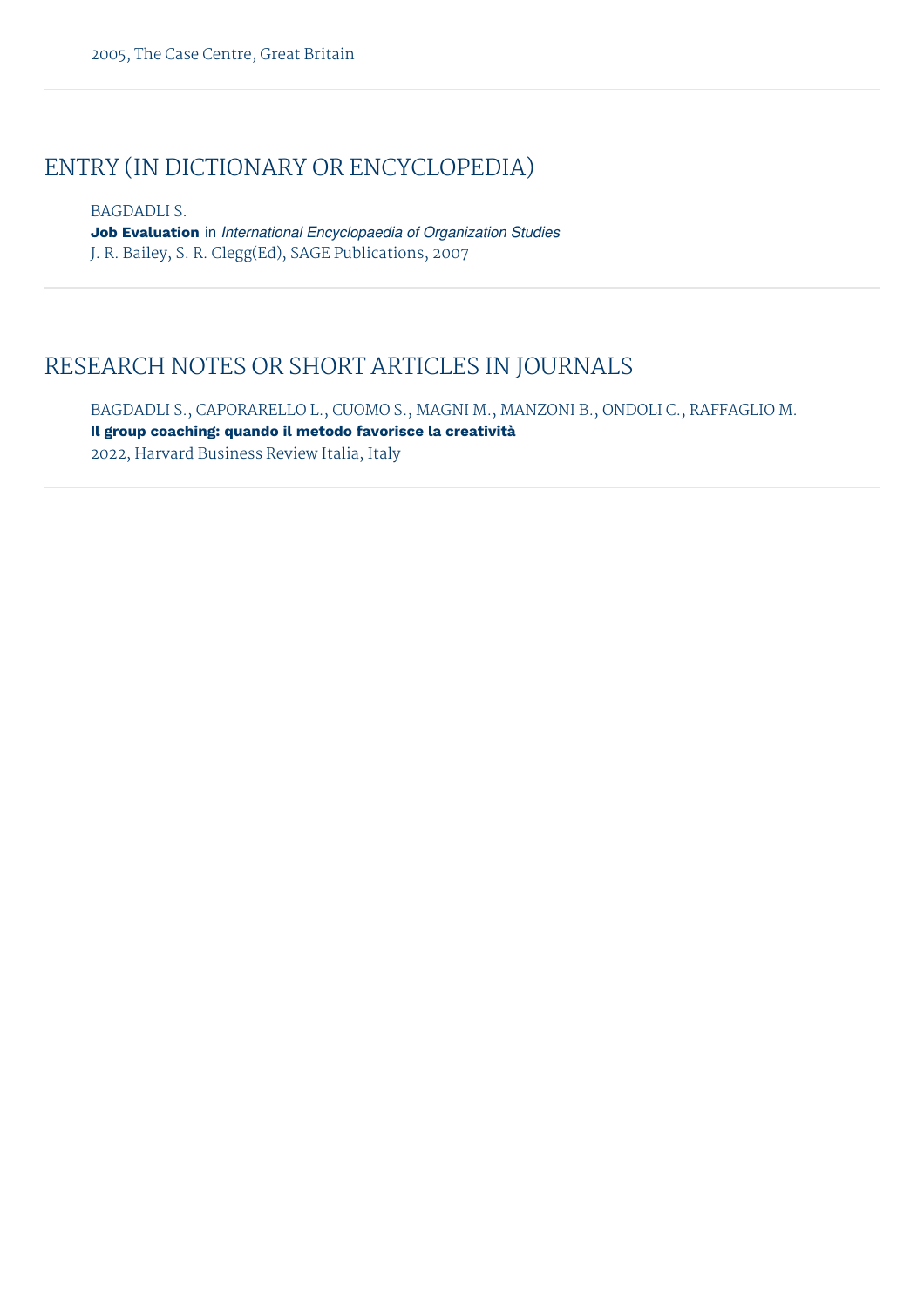2005, The Case Centre, Great Britain

## ENTRY (IN DICTIONARY OR ENCYCLOPEDIA)

BAGDADLI S.
**Job Evaluation** in *International Encyclopaedia of Organization Studies*
J. R. Bailey, S. R. Clegg(Ed), SAGE Publications, 2007

## RESEARCH NOTES OR SHORT ARTICLES IN JOURNALS

BAGDADLI S., CAPORARELLO L., CUOMO S., MAGNI M., MANZONI B., ONDOLI C., RAFFAGLIO M.
**Il group coaching: quando il metodo favorisce la creatività**
2022, Harvard Business Review Italia, Italy